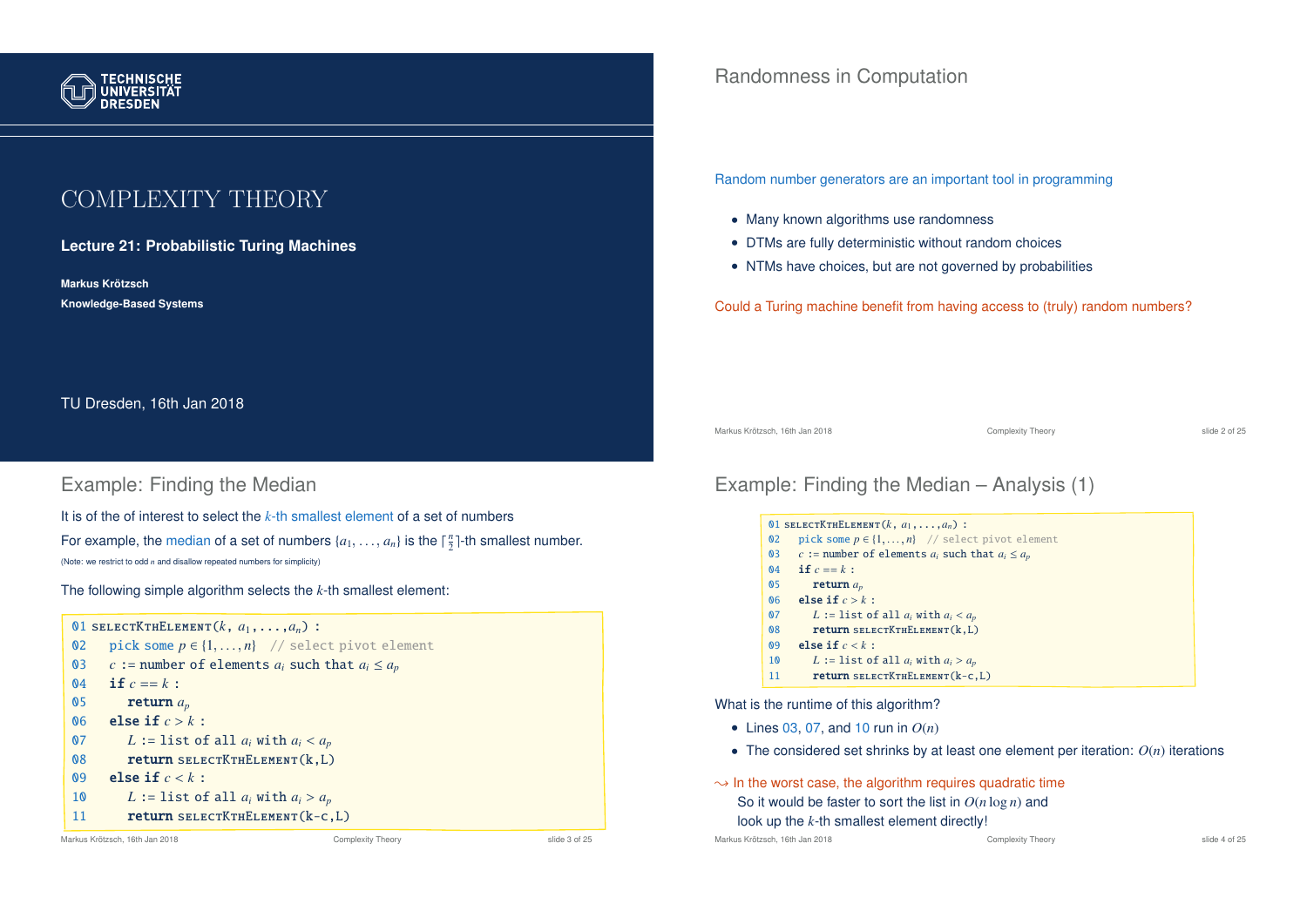# COMPLEXITY THEORY

**Lecture 21: Probabilistic Turing Machines**

**Markus Krötzsch**

**Knowledge-Based Systems**

TU Dresden, 16th Jan 2018

## Randomness in Computation

Random number generators are an important tool in programming

- Many known algorithms use randomness
- DTMs are fully deterministic without random choices
- NTMs have choices, but are not governed by probabilities

Could a Turing machine benefit from having access to (truly) random numbers?

## Example: Finding the Median

It is of the of interest to select the $k$-th smallest element of a set of numbers

For example, the median of a set of numbers $\{a_1, \ldots, a_n\}$ is the $\lceil \frac{n}{2} \rceil$-th smallest number.

(Note: we restrict to odd $n$ and disallow repeated numbers for simplicity)

The following simple algorithm selects the $k$-th smallest element:

```
01 SELECTKTHELEMENT(k, a_1, ..., a_n) :
02   pick some p ∈ {1, ..., n}   // select pivot element
03   c := number of elements a_i such that a_i ≤ a_p
04   if c == k :
05     return a_p
06   else if c > k :
07     L := list of all a_i with a_i < a_p
08     return SELECTKTHELEMENT(k,L)
09   else if c < k :
10     L := list of all a_i with a_i > a_p
11     return SELECTKTHELEMENT(k-c,L)
```

## Example: Finding the Median – Analysis (1)

```
01 SELECTKTHELEMENT(k, a_1, ..., a_n) :
02   pick some p ∈ {1, ..., n}   // select pivot element
03   c := number of elements a_i such that a_i ≤ a_p
04   if c == k :
05     return a_p
06   else if c > k :
07     L := list of all a_i with a_i < a_p
08     return SELECTKTHELEMENT(k,L)
09   else if c < k :
10     L := list of all a_i with a_i > a_p
11     return SELECTKTHELEMENT(k-c,L)
```

What is the runtime of this algorithm?

- Lines 03, 07, and 10 run in $O(n)$
- The considered set shrinks by at least one element per iteration: $O(n)$ iterations

⇝ In the worst case, the algorithm requires quadratic time
So it would be faster to sort the list in $O(n \log n)$ and look up the $k$-th smallest element directly!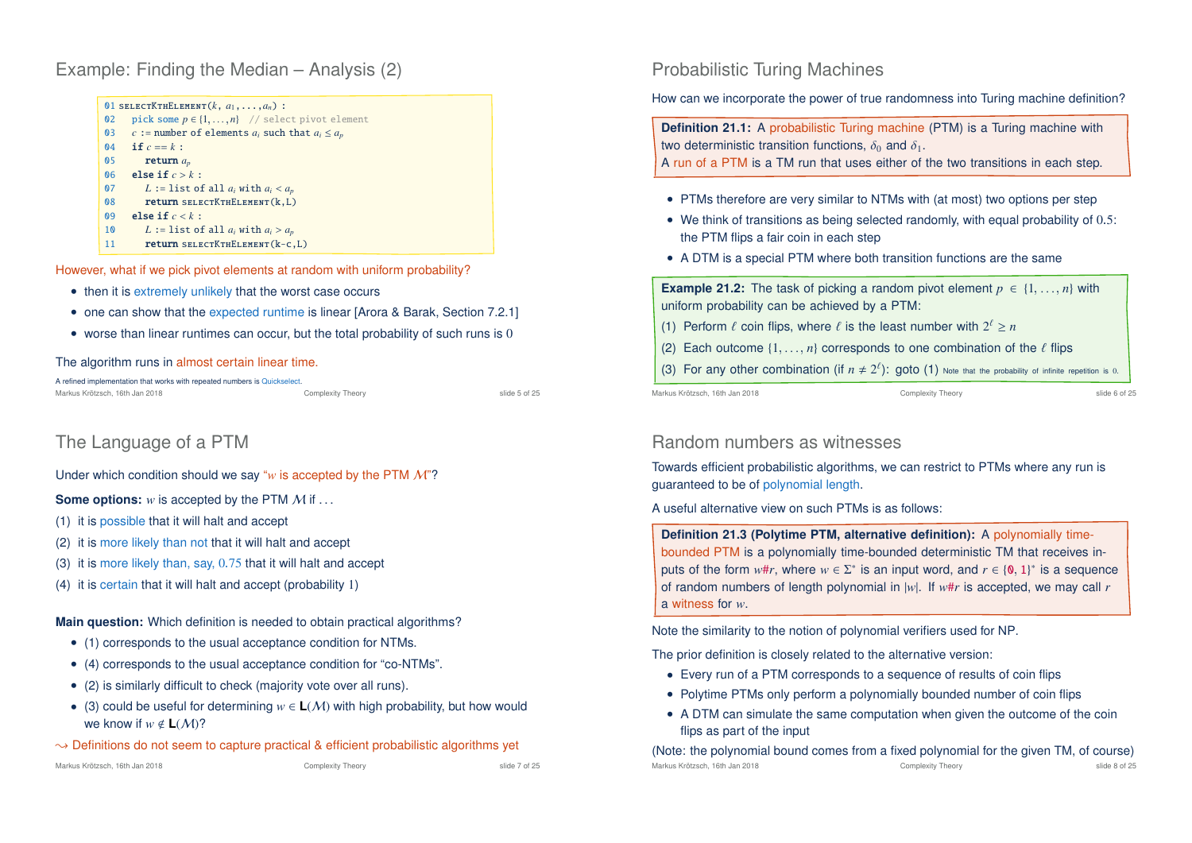## Example: Finding the Median – Analysis (2)

```
01 SELECTKTHELEMENT(k, a_1, ..., a_n) :
02   pick some p ∈ {1, ..., n}  // select pivot element
03   c := number of elements a_i such that a_i ≤ a_p
04   if c == k :
05     return a_p
06   else if c > k :
07     L := list of all a_i with a_i < a_p
08     return SELECTKTHELEMENT(k,L)
09   else if c < k :
10     L := list of all a_i with a_i > a_p
11     return SELECTKTHELEMENT(k-c,L)
```

However, what if we pick pivot elements at random with uniform probability?

- then it is extremely unlikely that the worst case occurs
- one can show that the expected runtime is linear [Arora & Barak, Section 7.2.1]
- worse than linear runtimes can occur, but the total probability of such runs is $0$

The algorithm runs in almost certain linear time.

A refined implementation that works with repeated numbers is Quickselect.

## Probabilistic Turing Machines

How can we incorporate the power of true randomness into Turing machine definition?

**Definition 21.1:** A probabilistic Turing machine (PTM) is a Turing machine with two deterministic transition functions, $\delta_0$ and $\delta_1$.
A run of a PTM is a TM run that uses either of the two transitions in each step.

- PTMs therefore are very similar to NTMs with (at most) two options per step
- We think of transitions as being selected randomly, with equal probability of $0.5$: the PTM flips a fair coin in each step
- A DTM is a special PTM where both transition functions are the same

**Example 21.2:** The task of picking a random pivot element $p \in \{1, \ldots, n\}$ with uniform probability can be achieved by a PTM:

(1) Perform $\ell$ coin flips, where $\ell$ is the least number with $2^\ell \geq n$

(2) Each outcome $\{1, \ldots, n\}$ corresponds to one combination of the $\ell$ flips

(3) For any other combination (if $n \neq 2^\ell$): goto (1) Note that the probability of infinite repetition is $0$.

## The Language of a PTM

Under which condition should we say "$w$ is accepted by the PTM $\mathcal{M}$"?

**Some options:** $w$ is accepted by the PTM $\mathcal{M}$ if ...

(1) it is possible that it will halt and accept

(2) it is more likely than not that it will halt and accept

(3) it is more likely than, say, $0.75$ that it will halt and accept

(4) it is certain that it will halt and accept (probability $1$)

**Main question:** Which definition is needed to obtain practical algorithms?

- (1) corresponds to the usual acceptance condition for NTMs.
- (4) corresponds to the usual acceptance condition for "co-NTMs".
- (2) is similarly difficult to check (majority vote over all runs).
- (3) could be useful for determining $w \in \mathbf{L}(\mathcal{M})$ with high probability, but how would we know if $w \notin \mathbf{L}(\mathcal{M})$?

$\leadsto$ Definitions do not seem to capture practical & efficient probabilistic algorithms yet

## Random numbers as witnesses

Towards efficient probabilistic algorithms, we can restrict to PTMs where any run is guaranteed to be of polynomial length.

A useful alternative view on such PTMs is as follows:

**Definition 21.3 (Polytime PTM, alternative definition):** A polynomially time-bounded PTM is a polynomially time-bounded deterministic TM that receives inputs of the form $w\#r$, where $w \in \Sigma^*$ is an input word, and $r \in \{0, 1\}^*$ is a sequence of random numbers of length polynomial in $|w|$. If $w\#r$ is accepted, we may call $r$ a witness for $w$.

Note the similarity to the notion of polynomial verifiers used for NP.

The prior definition is closely related to the alternative version:

- Every run of a PTM corresponds to a sequence of results of coin flips
- Polytime PTMs only perform a polynomially bounded number of coin flips
- A DTM can simulate the same computation when given the outcome of the coin flips as part of the input

(Note: the polynomial bound comes from a fixed polynomial for the given TM, of course)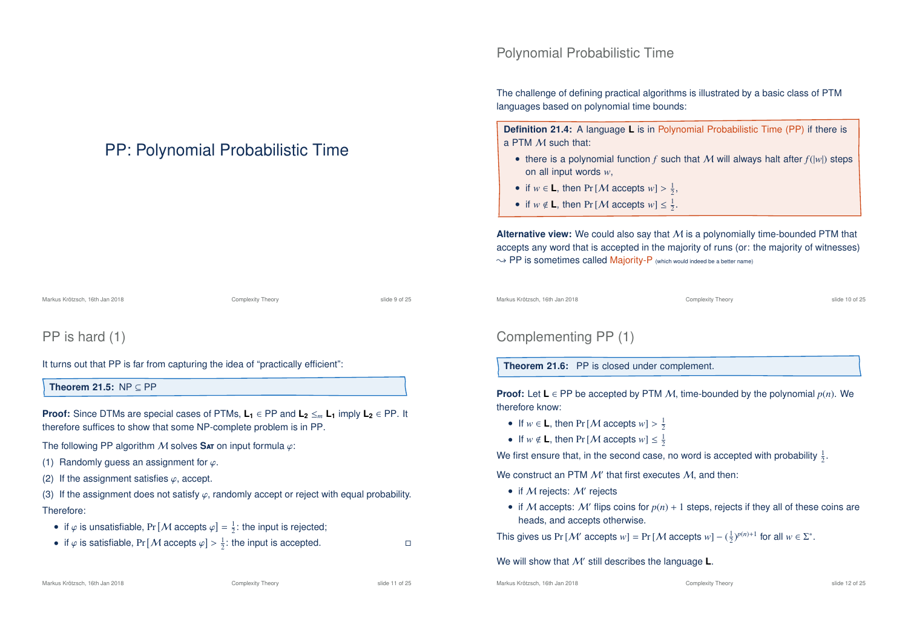# PP: Polynomial Probabilistic Time

## Polynomial Probabilistic Time

The challenge of defining practical algorithms is illustrated by a basic class of PTM languages based on polynomial time bounds:

**Definition 21.4:** A language **L** is in Polynomial Probabilistic Time (PP) if there is a PTM $\mathcal{M}$ such that:

- there is a polynomial function $f$ such that $\mathcal{M}$ will always halt after $f(|w|)$ steps on all input words $w$,
- if $w \in \mathbf{L}$, then $\Pr[\mathcal{M} \text{ accepts } w] > \frac{1}{2}$,
- if $w \notin \mathbf{L}$, then $\Pr[\mathcal{M} \text{ accepts } w] \leq \frac{1}{2}$.

**Alternative view:** We could also say that $\mathcal{M}$ is a polynomially time-bounded PTM that accepts any word that is accepted in the majority of runs (or: the majority of witnesses)
$\leadsto$ PP is sometimes called Majority-P (which would indeed be a better name)

## PP is hard (1)

It turns out that PP is far from capturing the idea of "practically efficient":

**Theorem 21.5:** NP $\subseteq$ PP

**Proof:** Since DTMs are special cases of PTMs, $\mathbf{L_1} \in$ PP and $\mathbf{L_2} \leq_m \mathbf{L_1}$ imply $\mathbf{L_2} \in$ PP. It therefore suffices to show that some NP-complete problem is in PP.

The following PP algorithm $\mathcal{M}$ solves **Sat** on input formula $\varphi$:

(1) Randomly guess an assignment for $\varphi$.

(2) If the assignment satisfies $\varphi$, accept.

(3) If the assignment does not satisfy $\varphi$, randomly accept or reject with equal probability.

Therefore:

- if $\varphi$ is unsatisfiable, $\Pr[\mathcal{M} \text{ accepts } \varphi] = \frac{1}{2}$: the input is rejected;
- if $\varphi$ is satisfiable, $\Pr[\mathcal{M} \text{ accepts } \varphi] > \frac{1}{2}$: the input is accepted. □

## Complementing PP (1)

**Theorem 21.6:** PP is closed under complement.

**Proof:** Let $\mathbf{L} \in$ PP be accepted by PTM $\mathcal{M}$, time-bounded by the polynomial $p(n)$. We therefore know:

- If $w \in \mathbf{L}$, then $\Pr[\mathcal{M} \text{ accepts } w] > \frac{1}{2}$
- If $w \notin \mathbf{L}$, then $\Pr[\mathcal{M} \text{ accepts } w] \leq \frac{1}{2}$

We first ensure that, in the second case, no word is accepted with probability $\frac{1}{2}$.

We construct an PTM $\mathcal{M}'$ that first executes $\mathcal{M}$, and then:

- if $\mathcal{M}$ rejects: $\mathcal{M}'$ rejects
- if $\mathcal{M}$ accepts: $\mathcal{M}'$ flips coins for $p(n) + 1$ steps, rejects if they all of these coins are heads, and accepts otherwise.

This gives us $\Pr[\mathcal{M}' \text{ accepts } w] = \Pr[\mathcal{M} \text{ accepts } w] - (\frac{1}{2})^{p(n)+1}$ for all $w \in \Sigma^*$.

We will show that $\mathcal{M}'$ still describes the language **L**.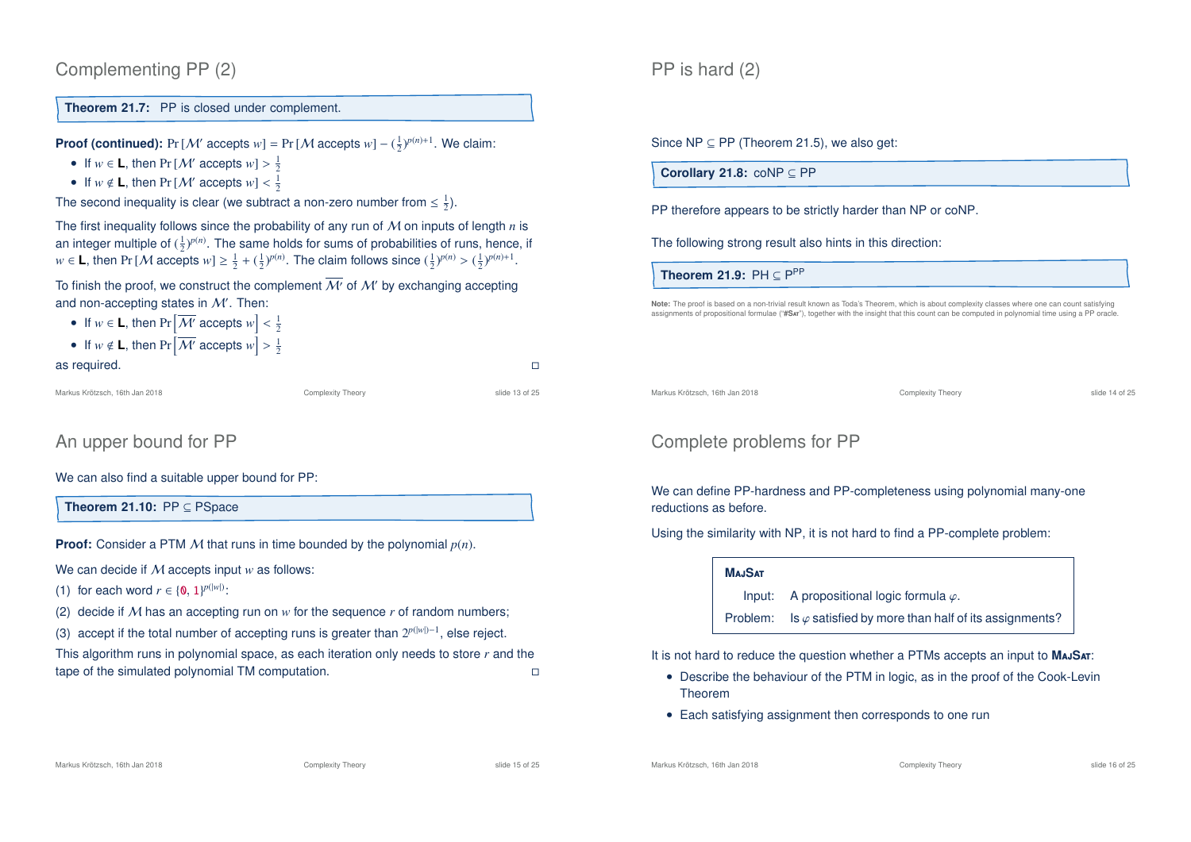## Complementing PP (2)

**Theorem 21.7:** PP is closed under complement.

**Proof (continued):** $\Pr[\mathcal{M}' \text{ accepts } w] = \Pr[\mathcal{M} \text{ accepts } w] - (\frac{1}{2})^{p(n)+1}$. We claim:

- If $w \in \mathbf{L}$, then $\Pr[\mathcal{M}' \text{ accepts } w] > \frac{1}{2}$
- If $w \notin \mathbf{L}$, then $\Pr[\mathcal{M}' \text{ accepts } w] < \frac{1}{2}$

The second inequality is clear (we subtract a non-zero number from $\leq \frac{1}{2}$).

The first inequality follows since the probability of any run of $\mathcal{M}$ on inputs of length $n$ is an integer multiple of $(\frac{1}{2})^{p(n)}$. The same holds for sums of probabilities of runs, hence, if $w \in \mathbf{L}$, then $\Pr[\mathcal{M} \text{ accepts } w] \geq \frac{1}{2} + (\frac{1}{2})^{p(n)}$. The claim follows since $(\frac{1}{2})^{p(n)} > (\frac{1}{2})^{p(n)+1}$.

To finish the proof, we construct the complement $\overline{\mathcal{M}'}$ of $\mathcal{M}'$ by exchanging accepting and non-accepting states in $\mathcal{M}'$. Then:

- If $w \in \mathbf{L}$, then $\Pr\left[\overline{\mathcal{M}'} \text{ accepts } w\right] < \frac{1}{2}$
- If $w \notin \mathbf{L}$, then $\Pr\left[\overline{\mathcal{M}'} \text{ accepts } w\right] > \frac{1}{2}$

as required. □

## PP is hard (2)

Since NP ⊆ PP (Theorem 21.5), we also get:

**Corollary 21.8:** coNP ⊆ PP

PP therefore appears to be strictly harder than NP or coNP.

The following strong result also hints in this direction:

**Theorem 21.9:** PH ⊆ $\text{P}^{\text{PP}}$

**Note:** The proof is based on a non-trivial result known as Toda's Theorem, which is about complexity classes where one can count satisfying assignments of propositional formulae ("#Sat"), together with the insight that this count can be computed in polynomial time using a PP oracle.

## An upper bound for PP

We can also find a suitable upper bound for PP:

**Theorem 21.10:** PP ⊆ PSpace

**Proof:** Consider a PTM $\mathcal{M}$ that runs in time bounded by the polynomial $p(n)$.

We can decide if $\mathcal{M}$ accepts input $w$ as follows:

(1) for each word $r \in \{0, 1\}^{p(|w|)}$:

(2) decide if $\mathcal{M}$ has an accepting run on $w$ for the sequence $r$ of random numbers;

(3) accept if the total number of accepting runs is greater than $2^{p(|w|)-1}$, else reject.

This algorithm runs in polynomial space, as each iteration only needs to store $r$ and the tape of the simulated polynomial TM computation. □

## Complete problems for PP

We can define PP-hardness and PP-completeness using polynomial many-one reductions as before.

Using the similarity with NP, it is not hard to find a PP-complete problem:

**MajSat**

| | |
|---|---|
| Input: | A propositional logic formula $\varphi$. |
| Problem: | Is $\varphi$ satisfied by more than half of its assignments? |

It is not hard to reduce the question whether a PTMs accepts an input to **MajSat**:

- Describe the behaviour of the PTM in logic, as in the proof of the Cook-Levin Theorem
- Each satisfying assignment then corresponds to one run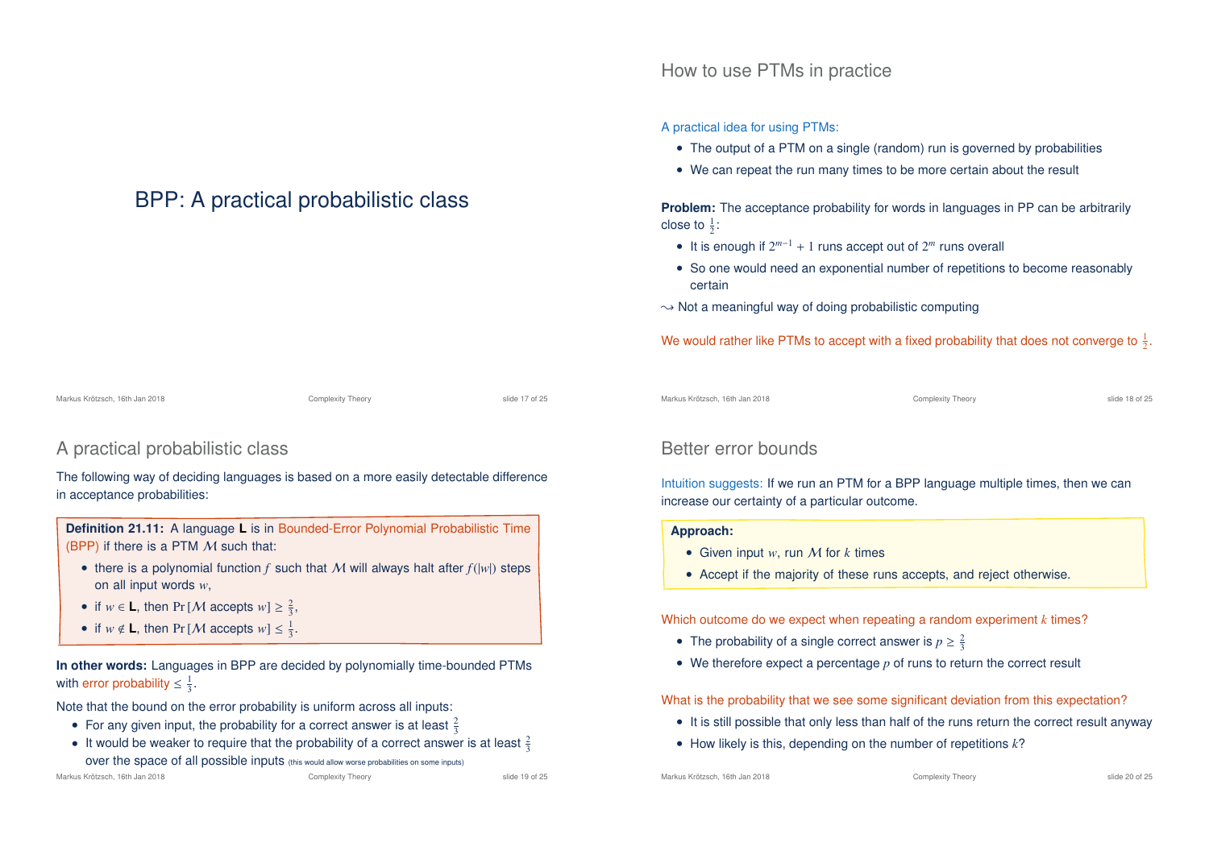# BPP: A practical probabilistic class

## How to use PTMs in practice

A practical idea for using PTMs:

- The output of a PTM on a single (random) run is governed by probabilities
- We can repeat the run many times to be more certain about the result

**Problem:** The acceptance probability for words in languages in PP can be arbitrarily close to $\frac{1}{2}$:

- It is enough if $2^{m-1} + 1$ runs accept out of $2^m$ runs overall
- So one would need an exponential number of repetitions to become reasonably certain

$\leadsto$ Not a meaningful way of doing probabilistic computing

We would rather like PTMs to accept with a fixed probability that does not converge to $\frac{1}{2}$.

## A practical probabilistic class

The following way of deciding languages is based on a more easily detectable difference in acceptance probabilities:

**Definition 21.11:** A language **L** is in Bounded-Error Polynomial Probabilistic Time (BPP) if there is a PTM $\mathcal{M}$ such that:

- there is a polynomial function $f$ such that $\mathcal{M}$ will always halt after $f(|w|)$ steps on all input words $w$,
- if $w \in \mathbf{L}$, then $\Pr[\mathcal{M} \text{ accepts } w] \geq \frac{2}{3}$,
- if $w \notin \mathbf{L}$, then $\Pr[\mathcal{M} \text{ accepts } w] \leq \frac{1}{3}$.

**In other words:** Languages in BPP are decided by polynomially time-bounded PTMs with error probability $\leq \frac{1}{3}$.

Note that the bound on the error probability is uniform across all inputs:

- For any given input, the probability for a correct answer is at least $\frac{2}{3}$
- It would be weaker to require that the probability of a correct answer is at least $\frac{2}{3}$ over the space of all possible inputs (this would allow worse probabilities on some inputs)

## Better error bounds

Intuition suggests: If we run an PTM for a BPP language multiple times, then we can increase our certainty of a particular outcome.

**Approach:**

- Given input $w$, run $\mathcal{M}$ for $k$ times
- Accept if the majority of these runs accepts, and reject otherwise.

Which outcome do we expect when repeating a random experiment $k$ times?

- The probability of a single correct answer is $p \geq \frac{2}{3}$
- We therefore expect a percentage $p$ of runs to return the correct result

What is the probability that we see some significant deviation from this expectation?

- It is still possible that only less than half of the runs return the correct result anyway
- How likely is this, depending on the number of repetitions $k$?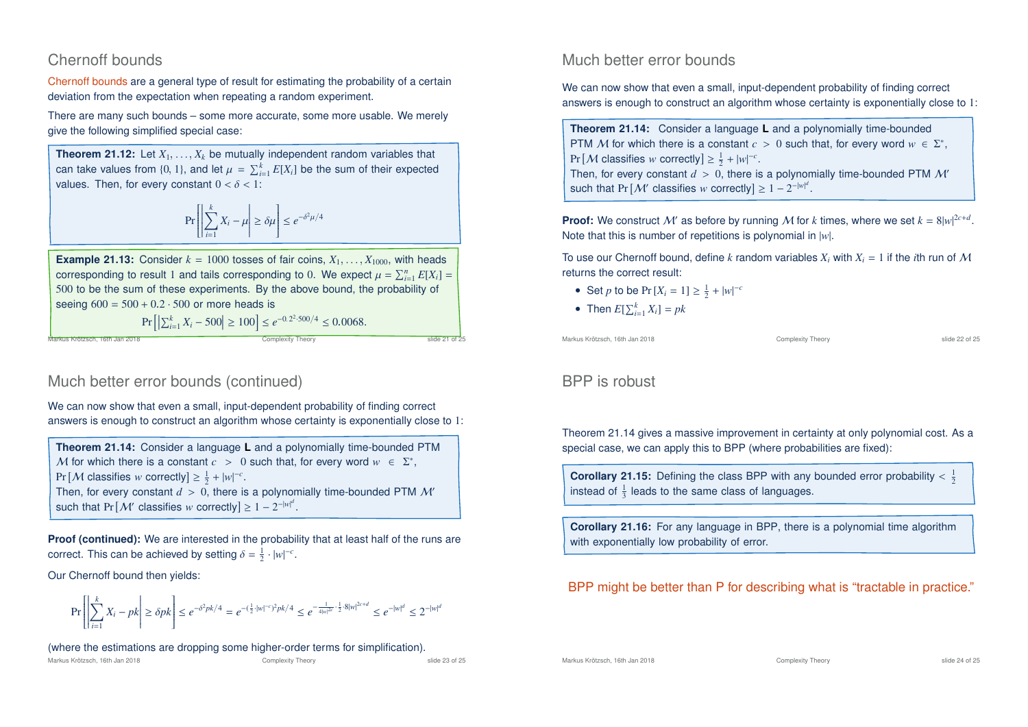## Chernoff bounds

Chernoff bounds are a general type of result for estimating the probability of a certain deviation from the expectation when repeating a random experiment.

There are many such bounds – some more accurate, some more usable. We merely give the following simplified special case:

**Theorem 21.12:** Let $X_1, \ldots, X_k$ be mutually independent random variables that can take values from $\{0, 1\}$, and let $\mu = \sum_{i=1}^{k} E[X_i]$ be the sum of their expected values. Then, for every constant $0 < \delta < 1$:

$$\Pr\left[\left|\sum_{i=1}^{k} X_i - \mu\right| \geq \delta\mu\right] \leq e^{-\delta^2\mu/4}$$

**Example 21.13:** Consider $k = 1000$ tosses of fair coins, $X_1, \ldots, X_{1000}$, with heads corresponding to result 1 and tails corresponding to 0. We expect $\mu = \sum_{i=1}^{n} E[X_i] = 500$ to be the sum of these experiments. By the above bound, the probability of seeing $600 = 500 + 0.2 \cdot 500$ or more heads is

$$\Pr\left[\left|\sum_{i=1}^{k} X_i - 500\right| \geq 100\right] \leq e^{-0.2^2 \cdot 500/4} \leq 0.0068.$$

## Much better error bounds

We can now show that even a small, input-dependent probability of finding correct answers is enough to construct an algorithm whose certainty is exponentially close to 1:

**Theorem 21.14:** Consider a language **L** and a polynomially time-bounded PTM $\mathcal{M}$ for which there is a constant $c > 0$ such that, for every word $w \in \Sigma^*$, $\Pr[\mathcal{M}$ classifies $w$ correctly$] \geq \frac{1}{2} + |w|^{-c}$.
Then, for every constant $d > 0$, there is a polynomially time-bounded PTM $\mathcal{M}'$ such that $\Pr[\mathcal{M}'$ classifies $w$ correctly$] \geq 1 - 2^{-|w|^d}$.

**Proof:** We construct $\mathcal{M}'$ as before by running $\mathcal{M}$ for $k$ times, where we set $k = 8|w|^{2c+d}$. Note that this is number of repetitions is polynomial in $|w|$.

To use our Chernoff bound, define $k$ random variables $X_i$ with $X_i = 1$ if the $i$th run of $\mathcal{M}$ returns the correct result:

- Set $p$ to be $\Pr[X_i = 1] \geq \frac{1}{2} + |w|^{-c}$
- Then $E[\sum_{i=1}^{k} X_i] = pk$

## Much better error bounds (continued)

We can now show that even a small, input-dependent probability of finding correct answers is enough to construct an algorithm whose certainty is exponentially close to 1:

**Theorem 21.14:** Consider a language **L** and a polynomially time-bounded PTM $\mathcal{M}$ for which there is a constant $c > 0$ such that, for every word $w \in \Sigma^*$, $\Pr[\mathcal{M}$ classifies $w$ correctly$] \geq \frac{1}{2} + |w|^{-c}$.
Then, for every constant $d > 0$, there is a polynomially time-bounded PTM $\mathcal{M}'$ such that $\Pr[\mathcal{M}'$ classifies $w$ correctly$] \geq 1 - 2^{-|w|^d}$.

**Proof (continued):** We are interested in the probability that at least half of the runs are correct. This can be achieved by setting $\delta = \frac{1}{2} \cdot |w|^{-c}$.

Our Chernoff bound then yields:

$$\Pr\left[\left|\sum_{i=1}^{k} X_i - pk\right| \geq \delta pk\right] \leq e^{-\delta^2 pk/4} = e^{-(\frac{1}{2}\cdot|w|^{-c})^2 pk/4} \leq e^{-\frac{1}{4|w|^{2c}}\cdot\frac{1}{2}\cdot 8|w|^{2c+d}} \leq e^{-|w|^d} \leq 2^{-|w|^d}$$

(where the estimations are dropping some higher-order terms for simplification).

## BPP is robust

Theorem 21.14 gives a massive improvement in certainty at only polynomial cost. As a special case, we can apply this to BPP (where probabilities are fixed):

**Corollary 21.15:** Defining the class BPP with any bounded error probability $< \frac{1}{2}$ instead of $\frac{1}{3}$ leads to the same class of languages.

**Corollary 21.16:** For any language in BPP, there is a polynomial time algorithm with exponentially low probability of error.

BPP might be better than P for describing what is “tractable in practice.”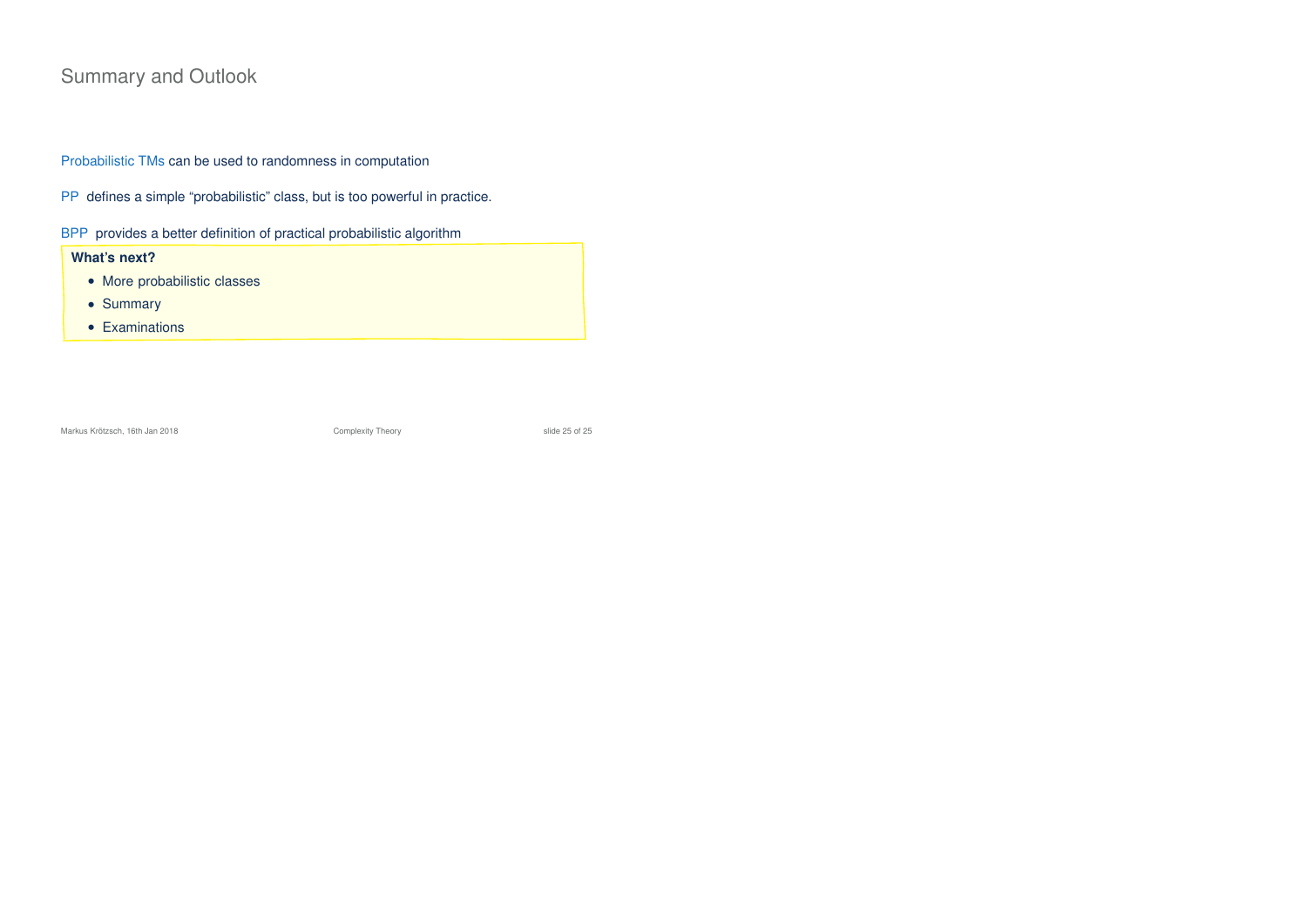# Summary and Outlook

Probabilistic TMs can be used to randomness in computation

PP defines a simple "probabilistic" class, but is too powerful in practice.

BPP provides a better definition of practical probabilistic algorithm

**What's next?**

- More probabilistic classes
- Summary
- Examinations